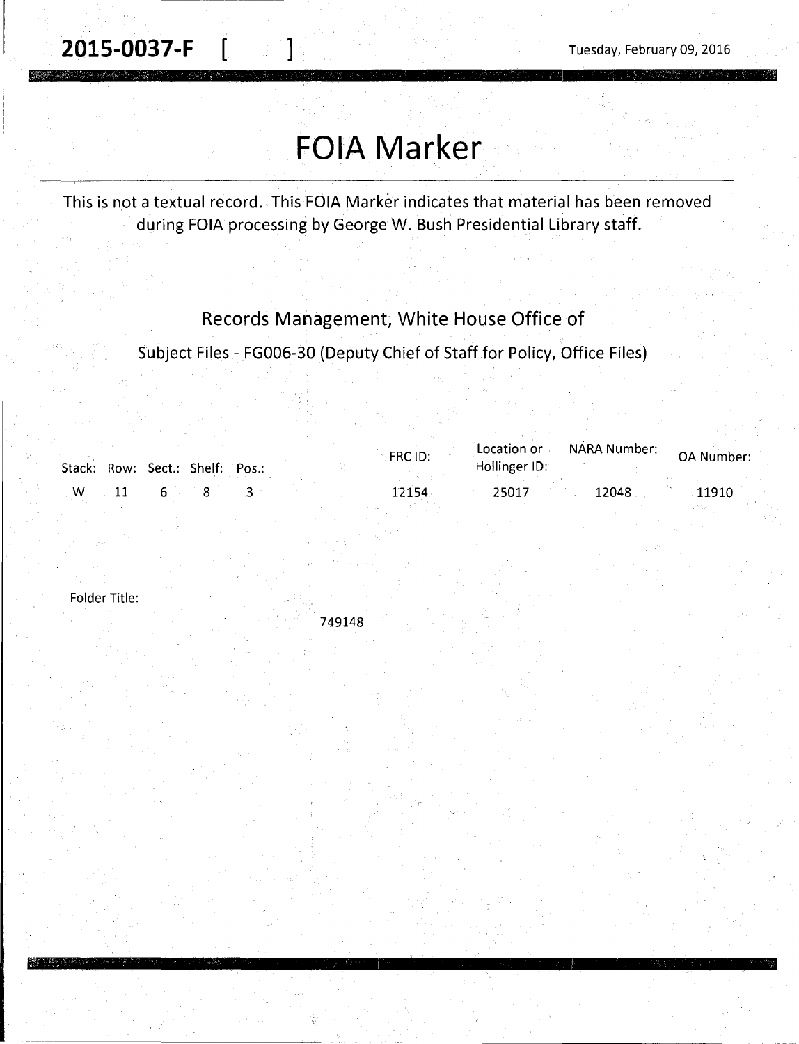**2015-0037-F** [ ]

Tuesday, February 09, 2016

# FOIA Marker

This is not a textual record. This FOIA Marker indicates that material has been removed during FOIA processing by George W. Bush Presidential Library staff.

## Records Management, White House Office of

Subject Files - FG006-30 (Deputy Chief of Staff for Policy, Office Files)

| Stack: | Row: | Sect.: | Shelf: | Pos.: | FRC ID: | Location or Hollinger ID: | NARA Number: | OA Number: |
|---|---|---|---|---|---|---|---|---|
| W | 11 | 6 | 8 | 3 | 12154 | 25017 | 12048 | 11910 |

Folder Title:

749148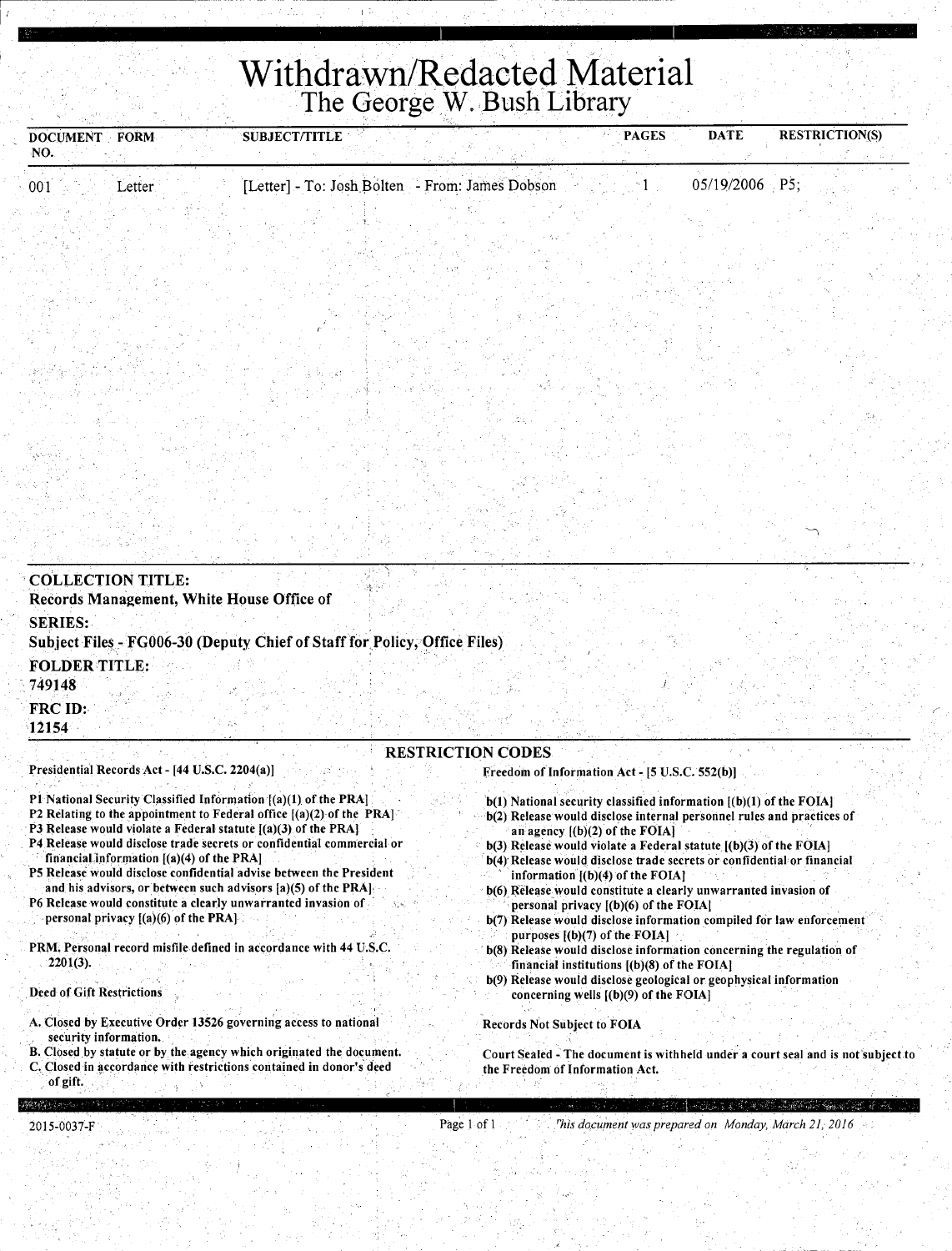# Withdrawn/Redacted Material
## The George W. Bush Library

| DOCUMENT NO. | FORM | SUBJECT/TITLE | PAGES | DATE | RESTRICTION(S) |
|---|---|---|---|---|---|
| 001 | Letter | [Letter] - To: Josh Bolten - From: James Dobson | 1 | 05/19/2006 | P5; |

**COLLECTION TITLE:**
Records Management, White House Office of

**SERIES:**
Subject Files - FG006-30 (Deputy Chief of Staff for Policy, Office Files)

**FOLDER TITLE:**
749148

**FRC ID:**
12154

### RESTRICTION CODES

**Presidential Records Act - [44 U.S.C. 2204(a)]**

P1 National Security Classified Information [(a)(1) of the PRA]
P2 Relating to the appointment to Federal office [(a)(2) of the PRA]
P3 Release would violate a Federal statute [(a)(3) of the PRA]
P4 Release would disclose trade secrets or confidential commercial or financial information [(a)(4) of the PRA]
P5 Release would disclose confidential advise between the President and his advisors, or between such advisors [a)(5) of the PRA]
P6 Release would constitute a clearly unwarranted invasion of personal privacy [(a)(6) of the PRA]

PRM. Personal record misfile defined in accordance with 44 U.S.C. 2201(3).

Deed of Gift Restrictions

A. Closed by Executive Order 13526 governing access to national security information.
B. Closed by statute or by the agency which originated the document.
C. Closed in accordance with restrictions contained in donor's deed of gift.

**Freedom of Information Act - [5 U.S.C. 552(b)]**

b(1) National security classified information [(b)(1) of the FOIA]
b(2) Release would disclose internal personnel rules and practices of an agency [(b)(2) of the FOIA]
b(3) Release would violate a Federal statute [(b)(3) of the FOIA]
b(4) Release would disclose trade secrets or confidential or financial information [(b)(4) of the FOIA]
b(6) Release would constitute a clearly unwarranted invasion of personal privacy [(b)(6) of the FOIA]
b(7) Release would disclose information compiled for law enforcement purposes [(b)(7) of the FOIA]
b(8) Release would disclose information concerning the regulation of financial institutions [(b)(8) of the FOIA]
b(9) Release would disclose geological or geophysical information concerning wells [(b)(9) of the FOIA]

Records Not Subject to FOIA

Court Sealed - The document is withheld under a court seal and is not subject to the Freedom of Information Act.

2015-0037-F

This document was prepared on Monday, March 21, 2016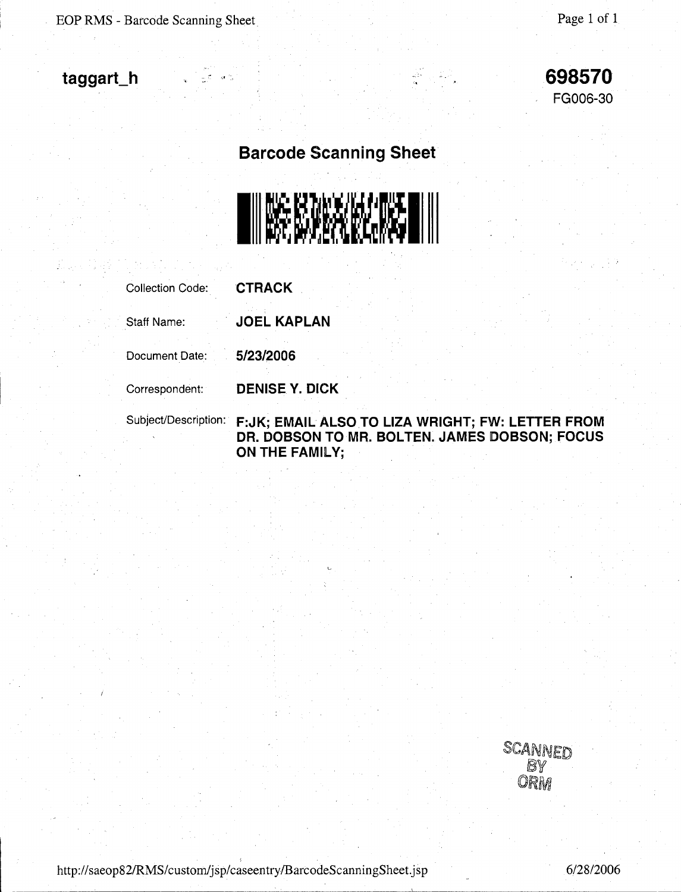**taggart_h**

**698570**
FG006-30

## Barcode Scanning Sheet

| | |
|---|---|
| Collection Code: | **CTRACK** |
| Staff Name: | **JOEL KAPLAN** |
| Document Date: | **5/23/2006** |
| Correspondent: | **DENISE Y. DICK** |
| Subject/Description: | **F:JK; EMAIL ALSO TO LIZA WRIGHT; FW: LETTER FROM DR. DOBSON TO MR. BOLTEN. JAMES DOBSON; FOCUS ON THE FAMILY;** |

SCANNED BY ORM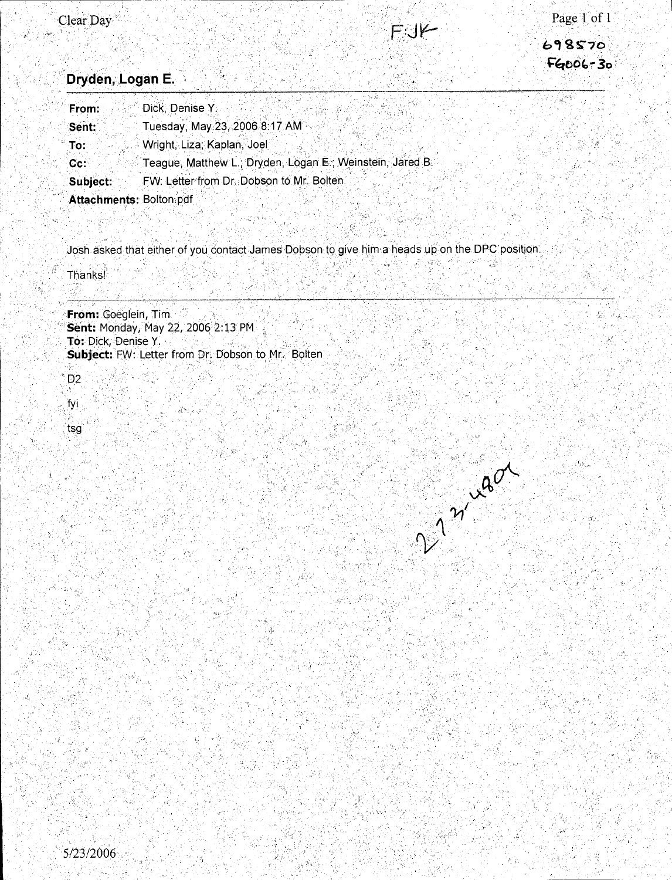FJK

698570
FG006-30

## Dryden, Logan E.

| | |
|---|---|
| **From:** | Dick, Denise Y. |
| **Sent:** | Tuesday, May 23, 2006 8:17 AM |
| **To:** | Wright, Liza; Kaplan, Joel |
| **Cc:** | Teague, Matthew L.; Dryden, Logan E.; Weinstein, Jared B. |
| **Subject:** | FW: Letter from Dr. Dobson to Mr. Bolten |
| **Attachments:** | Bolton.pdf |

Josh asked that either of you contact James Dobson to give him a heads up on the DPC position.

Thanks!

---

**From:** Goeglein, Tim
**Sent:** Monday, May 22, 2006 2:13 PM
**To:** Dick, Denise Y.
**Subject:** FW: Letter from Dr. Dobson to Mr. Bolten

D2

fyi

tsg

2-73-4801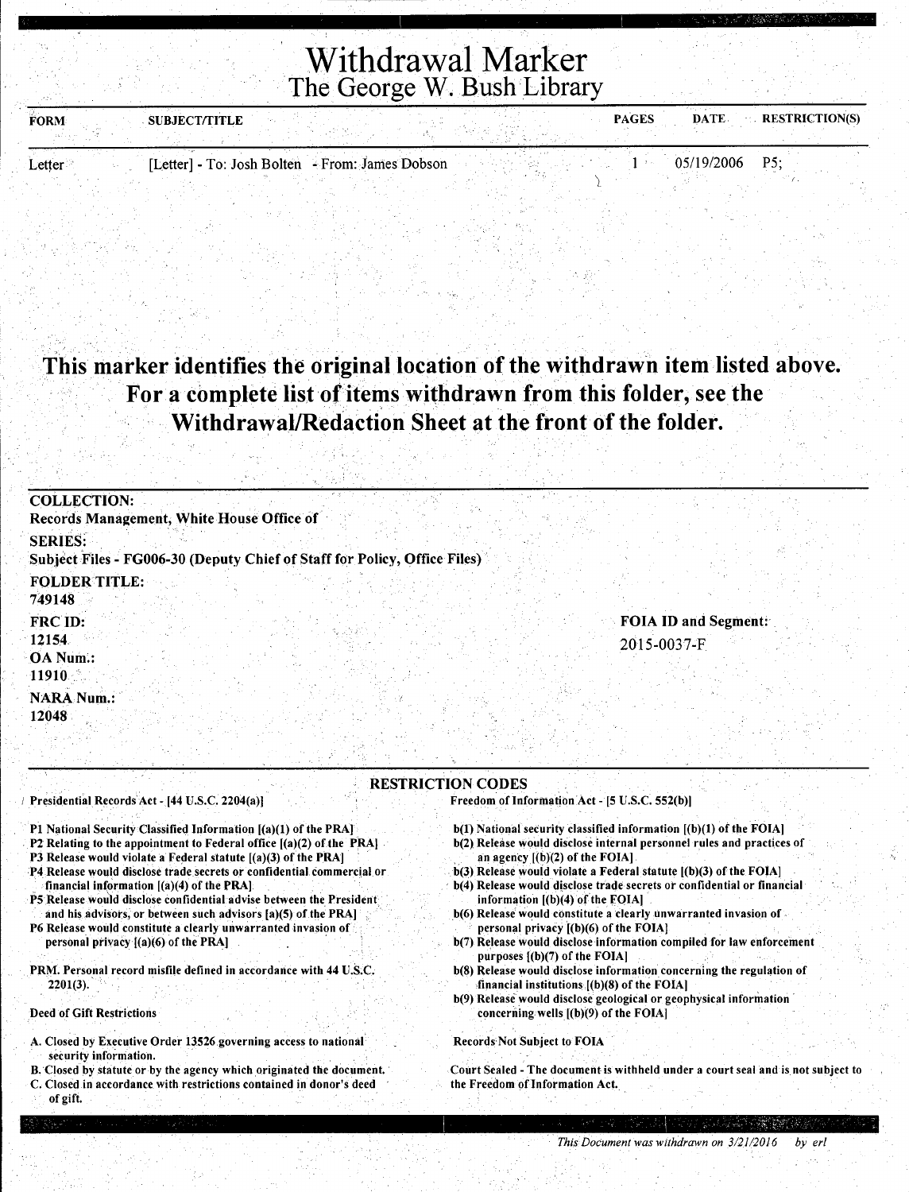# Withdrawal Marker
## The George W. Bush Library

| FORM | SUBJECT/TITLE | PAGES | DATE | RESTRICTION(S) |
|---|---|---|---|---|
| Letter | [Letter] - To: Josh Bolten - From: James Dobson | 1 | 05/19/2006 | P5; |

**This marker identifies the original location of the withdrawn item listed above. For a complete list of items withdrawn from this folder, see the Withdrawal/Redaction Sheet at the front of the folder.**

**COLLECTION:**
Records Management, White House Office of

**SERIES:**
Subject Files - FG006-30 (Deputy Chief of Staff for Policy, Office Files)

**FOLDER TITLE:**
749148

**FRC ID:**
12154

**OA Num.:**
11910

**NARA Num.:**
12048

**FOIA ID and Segment:**
2015-0037-F

### RESTRICTION CODES

Presidential Records Act - [44 U.S.C. 2204(a)]

P1 National Security Classified Information [(a)(1) of the PRA]
P2 Relating to the appointment to Federal office [(a)(2) of the PRA]
P3 Release would violate a Federal statute [(a)(3) of the PRA]
P4 Release would disclose trade secrets or confidential commercial or financial information [(a)(4) of the PRA]
P5 Release would disclose confidential advise between the President and his advisors, or between such advisors [a)(5) of the PRA]
P6 Release would constitute a clearly unwarranted invasion of personal privacy [(a)(6) of the PRA]

PRM. Personal record misfile defined in accordance with 44 U.S.C. 2201(3).

Deed of Gift Restrictions

A. Closed by Executive Order 13526 governing access to national security information.
B. Closed by statute or by the agency which originated the document.
C. Closed in accordance with restrictions contained in donor's deed of gift.

Freedom of Information Act - [5 U.S.C. 552(b)]

b(1) National security classified information [(b)(1) of the FOIA]
b(2) Release would disclose internal personnel rules and practices of an agency [(b)(2) of the FOIA]
b(3) Release would violate a Federal statute [(b)(3) of the FOIA]
b(4) Release would disclose trade secrets or confidential or financial information [(b)(4) of the FOIA]
b(6) Release would constitute a clearly unwarranted invasion of personal privacy [(b)(6) of the FOIA]
b(7) Release would disclose information compiled for law enforcement purposes [(b)(7) of the FOIA]
b(8) Release would disclose information concerning the regulation of financial institutions [(b)(8) of the FOIA]
b(9) Release would disclose geological or geophysical information concerning wells [(b)(9) of the FOIA]

Records Not Subject to FOIA

Court Sealed - The document is withheld under a court seal and is not subject to the Freedom of Information Act.

*This Document was withdrawn on 3/21/2016 by erl*